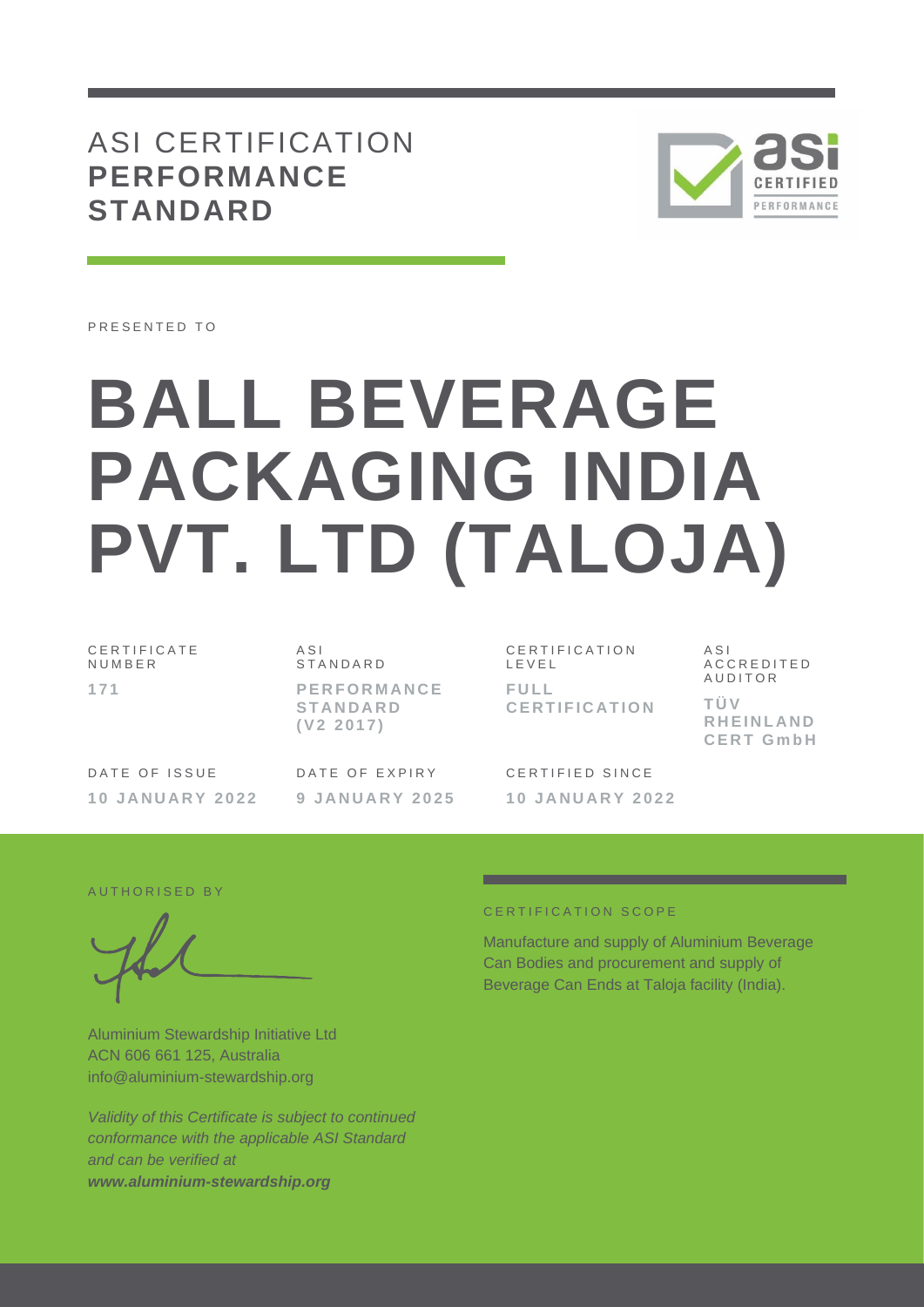# ASI CERTIFICATION **PERFORMANCE STANDARD**

PRESENTED TO

# BALL BEVERAGE PACKAGING INDIA PVT. LTD (TALOJA)

| CERTIFICATE NUMBER | ASI STANDARD | CERTIFICATION LEVEL | ASI ACCREDITED AUDITOR |
|---|---|---|---|
| **171** | **PERFORMANCE STANDARD (V2 2017)** | **FULL CERTIFICATION** | **TÜV RHEINLAND CERT GmbH** |

| DATE OF ISSUE | DATE OF EXPIRY | CERTIFIED SINCE |
|---|---|---|
| **10 JANUARY 2022** | **9 JANUARY 2025** | **10 JANUARY 2022** |

AUTHORISED BY

Aluminium Stewardship Initiative Ltd
ACN 606 661 125, Australia
info@aluminium-stewardship.org

*Validity of this Certificate is subject to continued conformance with the applicable ASI Standard and can be verified at* ***www.aluminium-stewardship.org***

CERTIFICATION SCOPE

Manufacture and supply of Aluminium Beverage Can Bodies and procurement and supply of Beverage Can Ends at Taloja facility (India).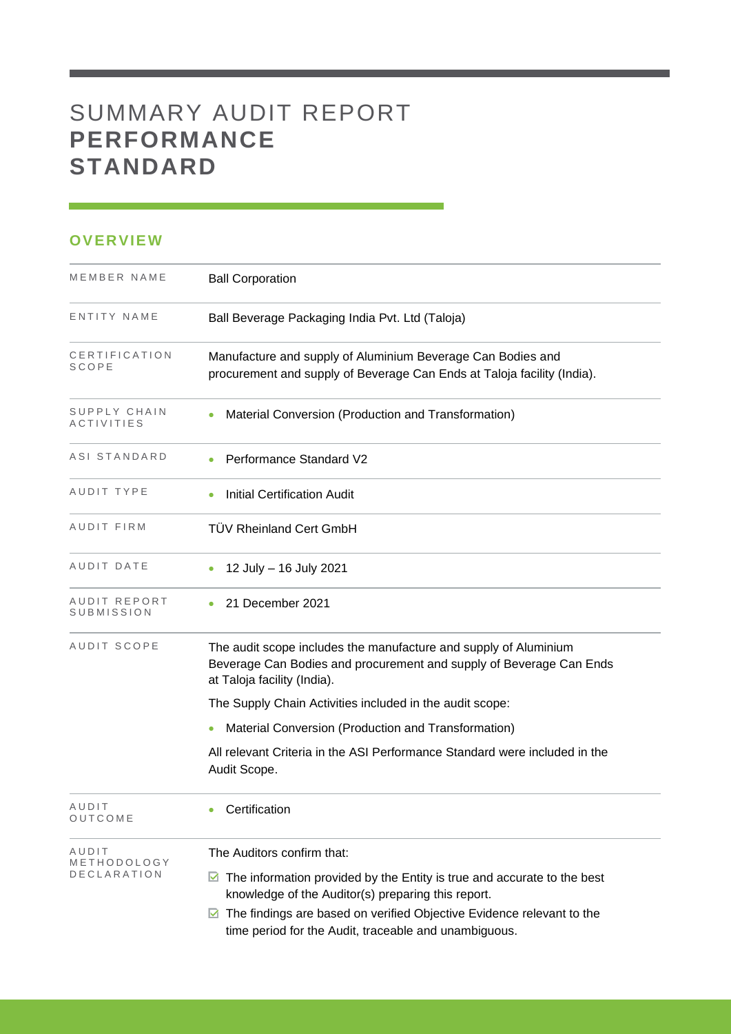# SUMMARY AUDIT REPORT **PERFORMANCE STANDARD**

## OVERVIEW

| | |
|---|---|
| MEMBER NAME | Ball Corporation |
| ENTITY NAME | Ball Beverage Packaging India Pvt. Ltd (Taloja) |
| CERTIFICATION SCOPE | Manufacture and supply of Aluminium Beverage Can Bodies and procurement and supply of Beverage Can Ends at Taloja facility (India). |
| SUPPLY CHAIN ACTIVITIES | • Material Conversion (Production and Transformation) |
| ASI STANDARD | • Performance Standard V2 |
| AUDIT TYPE | • Initial Certification Audit |
| AUDIT FIRM | TÜV Rheinland Cert GmbH |
| AUDIT DATE | • 12 July – 16 July 2021 |
| AUDIT REPORT SUBMISSION | • 21 December 2021 |
| AUDIT SCOPE | The audit scope includes the manufacture and supply of Aluminium Beverage Can Bodies and procurement and supply of Beverage Can Ends at Taloja facility (India).<br>The Supply Chain Activities included in the audit scope:<br>• Material Conversion (Production and Transformation)<br>All relevant Criteria in the ASI Performance Standard were included in the Audit Scope. |
| AUDIT OUTCOME | • Certification |
| AUDIT METHODOLOGY DECLARATION | The Auditors confirm that:<br>☑ The information provided by the Entity is true and accurate to the best knowledge of the Auditor(s) preparing this report.<br>☑ The findings are based on verified Objective Evidence relevant to the time period for the Audit, traceable and unambiguous. |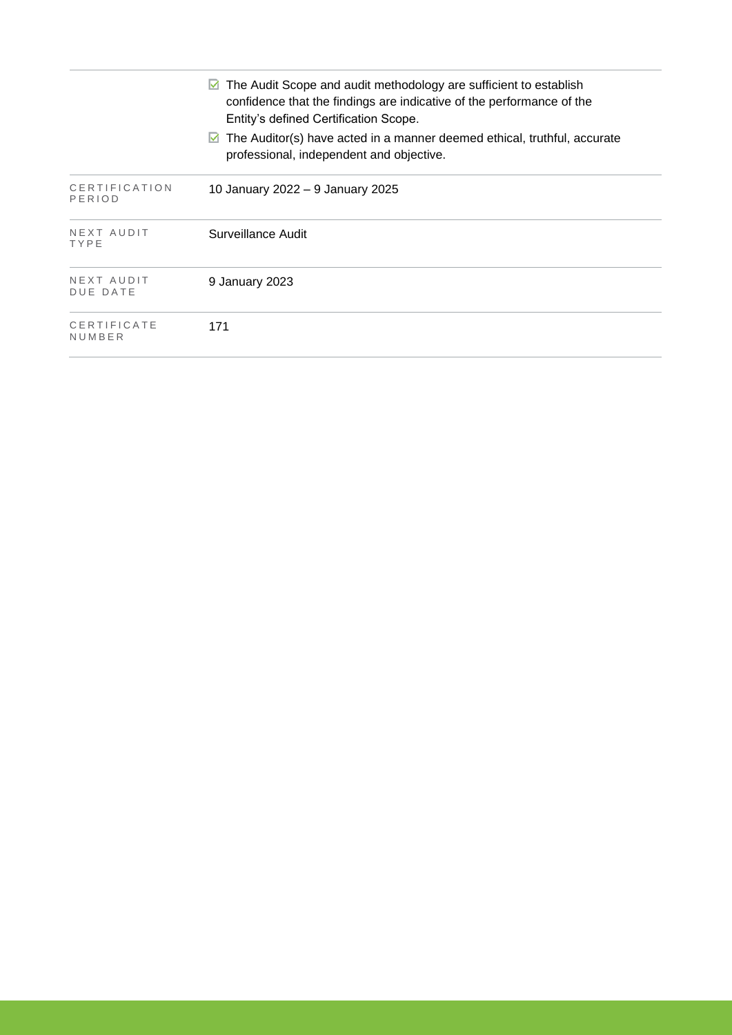|  |  |
|---|---|
|  | ☑ The Audit Scope and audit methodology are sufficient to establish confidence that the findings are indicative of the performance of the Entity's defined Certification Scope.<br>☑ The Auditor(s) have acted in a manner deemed ethical, truthful, accurate professional, independent and objective. |
| CERTIFICATION PERIOD | 10 January 2022 – 9 January 2025 |
| NEXT AUDIT TYPE | Surveillance Audit |
| NEXT AUDIT DUE DATE | 9 January 2023 |
| CERTIFICATE NUMBER | 171 |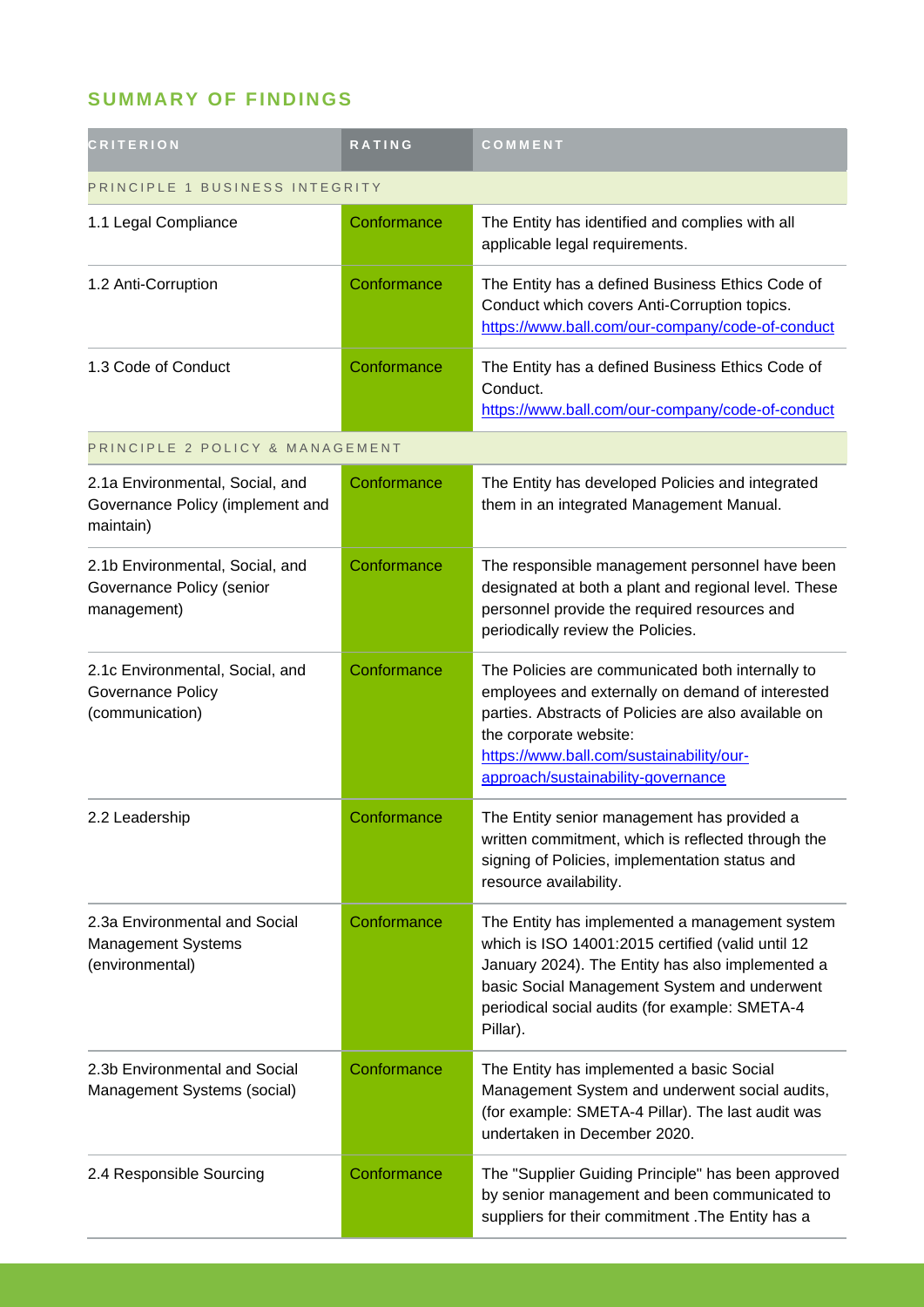## SUMMARY OF FINDINGS

| CRITERION | RATING | COMMENT |
|---|---|---|
| PRINCIPLE 1 BUSINESS INTEGRITY | | |
| 1.1 Legal Compliance | Conformance | The Entity has identified and complies with all applicable legal requirements. |
| 1.2 Anti-Corruption | Conformance | The Entity has a defined Business Ethics Code of Conduct which covers Anti-Corruption topics. https://www.ball.com/our-company/code-of-conduct |
| 1.3 Code of Conduct | Conformance | The Entity has a defined Business Ethics Code of Conduct. https://www.ball.com/our-company/code-of-conduct |
| PRINCIPLE 2 POLICY & MANAGEMENT | | |
| 2.1a Environmental, Social, and Governance Policy (implement and maintain) | Conformance | The Entity has developed Policies and integrated them in an integrated Management Manual. |
| 2.1b Environmental, Social, and Governance Policy (senior management) | Conformance | The responsible management personnel have been designated at both a plant and regional level. These personnel provide the required resources and periodically review the Policies. |
| 2.1c Environmental, Social, and Governance Policy (communication) | Conformance | The Policies are communicated both internally to employees and externally on demand of interested parties. Abstracts of Policies are also available on the corporate website: https://www.ball.com/sustainability/our-approach/sustainability-governance |
| 2.2 Leadership | Conformance | The Entity senior management has provided a written commitment, which is reflected through the signing of Policies, implementation status and resource availability. |
| 2.3a Environmental and Social Management Systems (environmental) | Conformance | The Entity has implemented a management system which is ISO 14001:2015 certified (valid until 12 January 2024). The Entity has also implemented a basic Social Management System and underwent periodical social audits (for example: SMETA-4 Pillar). |
| 2.3b Environmental and Social Management Systems (social) | Conformance | The Entity has implemented a basic Social Management System and underwent social audits, (for example: SMETA-4 Pillar). The last audit was undertaken in December 2020. |
| 2.4 Responsible Sourcing | Conformance | The "Supplier Guiding Principle" has been approved by senior management and been communicated to suppliers for their commitment .The Entity has a |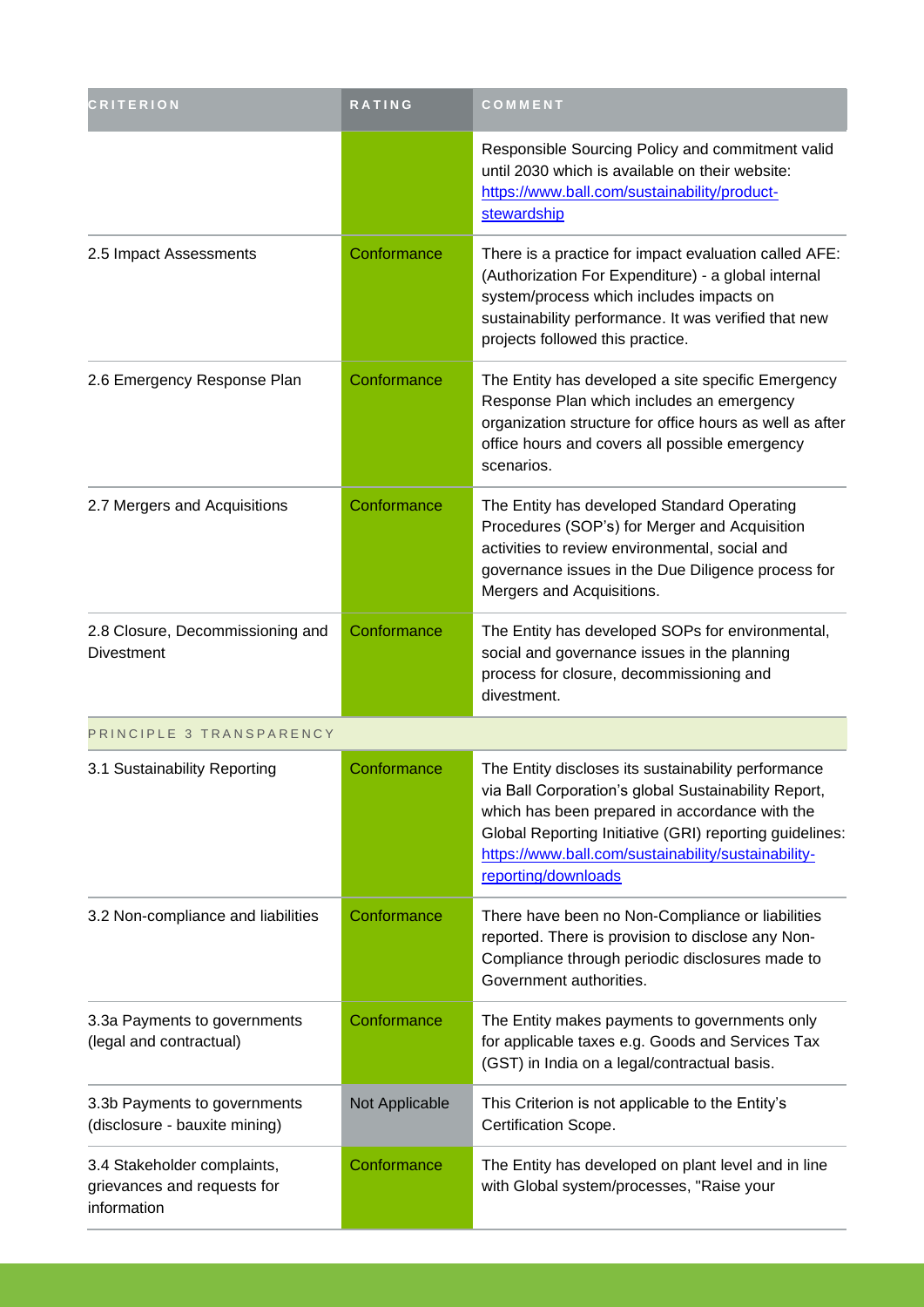| CRITERION | RATING | COMMENT |
|---|---|---|
| | | Responsible Sourcing Policy and commitment valid until 2030 which is available on their website: https://www.ball.com/sustainability/product-stewardship |
| 2.5 Impact Assessments | Conformance | There is a practice for impact evaluation called AFE: (Authorization For Expenditure) - a global internal system/process which includes impacts on sustainability performance. It was verified that new projects followed this practice. |
| 2.6 Emergency Response Plan | Conformance | The Entity has developed a site specific Emergency Response Plan which includes an emergency organization structure for office hours as well as after office hours and covers all possible emergency scenarios. |
| 2.7 Mergers and Acquisitions | Conformance | The Entity has developed Standard Operating Procedures (SOP's) for Merger and Acquisition activities to review environmental, social and governance issues in the Due Diligence process for Mergers and Acquisitions. |
| 2.8 Closure, Decommissioning and Divestment | Conformance | The Entity has developed SOPs for environmental, social and governance issues in the planning process for closure, decommissioning and divestment. |
| PRINCIPLE 3 TRANSPARENCY | | |
| 3.1 Sustainability Reporting | Conformance | The Entity discloses its sustainability performance via Ball Corporation's global Sustainability Report, which has been prepared in accordance with the Global Reporting Initiative (GRI) reporting guidelines: https://www.ball.com/sustainability/sustainability-reporting/downloads |
| 3.2 Non-compliance and liabilities | Conformance | There have been no Non-Compliance or liabilities reported. There is provision to disclose any Non-Compliance through periodic disclosures made to Government authorities. |
| 3.3a Payments to governments (legal and contractual) | Conformance | The Entity makes payments to governments only for applicable taxes e.g. Goods and Services Tax (GST) in India on a legal/contractual basis. |
| 3.3b Payments to governments (disclosure - bauxite mining) | Not Applicable | This Criterion is not applicable to the Entity's Certification Scope. |
| 3.4 Stakeholder complaints, grievances and requests for information | Conformance | The Entity has developed on plant level and in line with Global system/processes, "Raise your |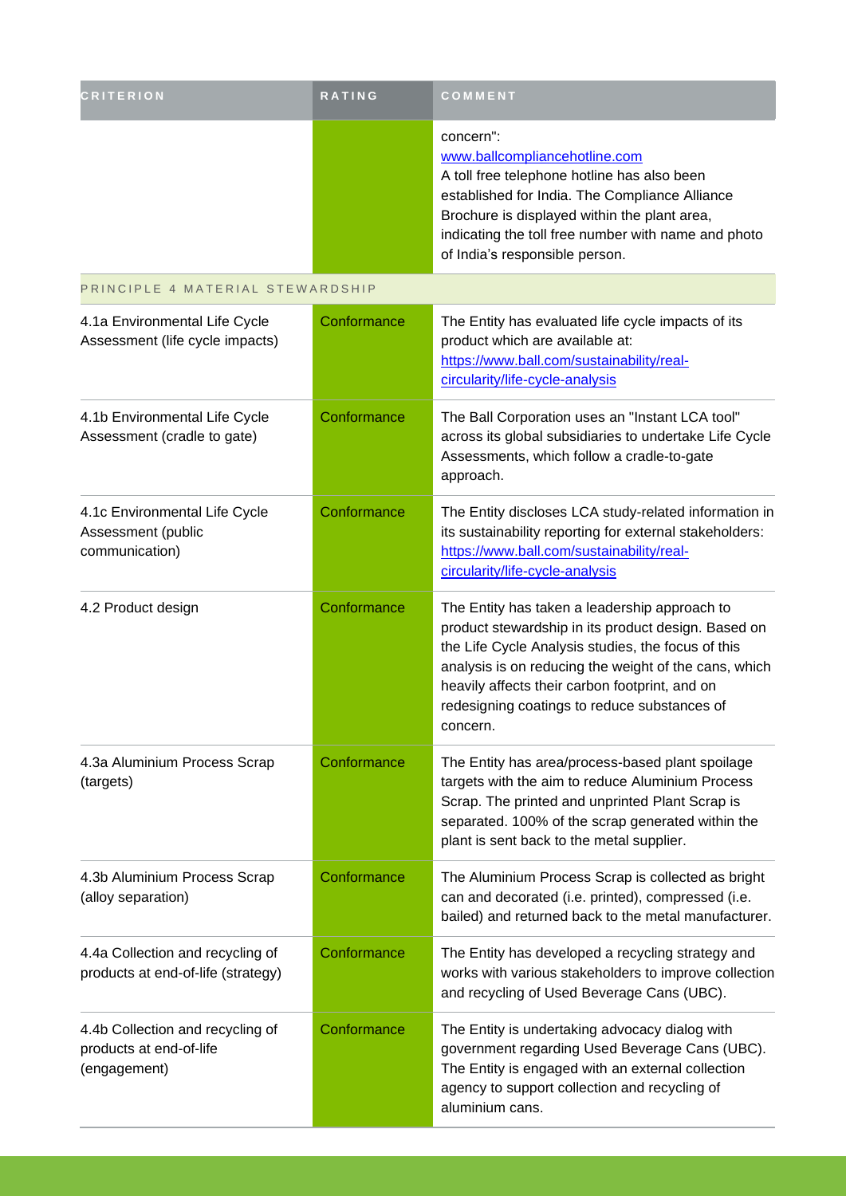| CRITERION | RATING | COMMENT |
| --- | --- | --- |
| | | concern": www.ballcompliancehotline.com A toll free telephone hotline has also been established for India. The Compliance Alliance Brochure is displayed within the plant area, indicating the toll free number with name and photo of India's responsible person. |
| PRINCIPLE 4 MATERIAL STEWARDSHIP | | |
| 4.1a Environmental Life Cycle Assessment (life cycle impacts) | Conformance | The Entity has evaluated life cycle impacts of its product which are available at: https://www.ball.com/sustainability/real-circularity/life-cycle-analysis |
| 4.1b Environmental Life Cycle Assessment (cradle to gate) | Conformance | The Ball Corporation uses an "Instant LCA tool" across its global subsidiaries to undertake Life Cycle Assessments, which follow a cradle-to-gate approach. |
| 4.1c Environmental Life Cycle Assessment (public communication) | Conformance | The Entity discloses LCA study-related information in its sustainability reporting for external stakeholders: https://www.ball.com/sustainability/real-circularity/life-cycle-analysis |
| 4.2 Product design | Conformance | The Entity has taken a leadership approach to product stewardship in its product design. Based on the Life Cycle Analysis studies, the focus of this analysis is on reducing the weight of the cans, which heavily affects their carbon footprint, and on redesigning coatings to reduce substances of concern. |
| 4.3a Aluminium Process Scrap (targets) | Conformance | The Entity has area/process-based plant spoilage targets with the aim to reduce Aluminium Process Scrap. The printed and unprinted Plant Scrap is separated. 100% of the scrap generated within the plant is sent back to the metal supplier. |
| 4.3b Aluminium Process Scrap (alloy separation) | Conformance | The Aluminium Process Scrap is collected as bright can and decorated (i.e. printed), compressed (i.e. bailed) and returned back to the metal manufacturer. |
| 4.4a Collection and recycling of products at end-of-life (strategy) | Conformance | The Entity has developed a recycling strategy and works with various stakeholders to improve collection and recycling of Used Beverage Cans (UBC). |
| 4.4b Collection and recycling of products at end-of-life (engagement) | Conformance | The Entity is undertaking advocacy dialog with government regarding Used Beverage Cans (UBC). The Entity is engaged with an external collection agency to support collection and recycling of aluminium cans. |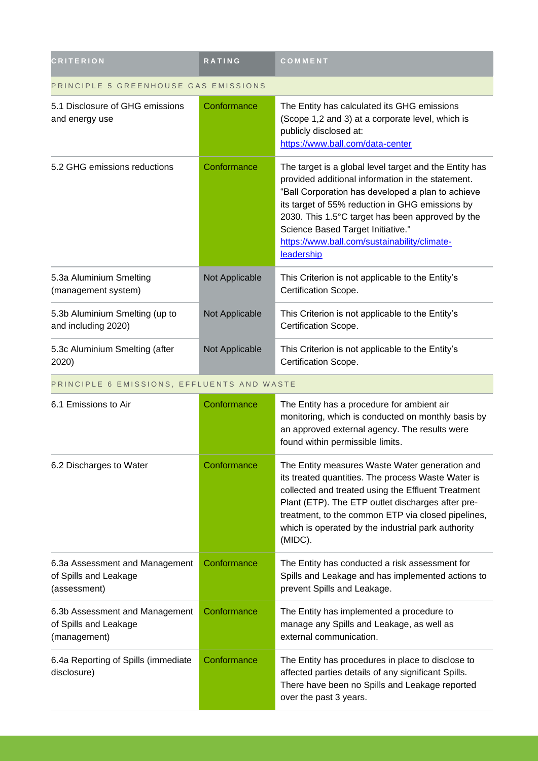| CRITERION | RATING | COMMENT |
| --- | --- | --- |
| PRINCIPLE 5 GREENHOUSE GAS EMISSIONS | | |
| 5.1 Disclosure of GHG emissions and energy use | Conformance | The Entity has calculated its GHG emissions (Scope 1,2 and 3) at a corporate level, which is publicly disclosed at: https://www.ball.com/data-center |
| 5.2 GHG emissions reductions | Conformance | The target is a global level target and the Entity has provided additional information in the statement. "Ball Corporation has developed a plan to achieve its target of 55% reduction in GHG emissions by 2030. This 1.5°C target has been approved by the Science Based Target Initiative." https://www.ball.com/sustainability/climate-leadership |
| 5.3a Aluminium Smelting (management system) | Not Applicable | This Criterion is not applicable to the Entity's Certification Scope. |
| 5.3b Aluminium Smelting (up to and including 2020) | Not Applicable | This Criterion is not applicable to the Entity's Certification Scope. |
| 5.3c Aluminium Smelting (after 2020) | Not Applicable | This Criterion is not applicable to the Entity's Certification Scope. |
| PRINCIPLE 6 EMISSIONS, EFFLUENTS AND WASTE | | |
| 6.1 Emissions to Air | Conformance | The Entity has a procedure for ambient air monitoring, which is conducted on monthly basis by an approved external agency. The results were found within permissible limits. |
| 6.2 Discharges to Water | Conformance | The Entity measures Waste Water generation and its treated quantities. The process Waste Water is collected and treated using the Effluent Treatment Plant (ETP). The ETP outlet discharges after pre-treatment, to the common ETP via closed pipelines, which is operated by the industrial park authority (MIDC). |
| 6.3a Assessment and Management of Spills and Leakage (assessment) | Conformance | The Entity has conducted a risk assessment for Spills and Leakage and has implemented actions to prevent Spills and Leakage. |
| 6.3b Assessment and Management of Spills and Leakage (management) | Conformance | The Entity has implemented a procedure to manage any Spills and Leakage, as well as external communication. |
| 6.4a Reporting of Spills (immediate disclosure) | Conformance | The Entity has procedures in place to disclose to affected parties details of any significant Spills. There have been no Spills and Leakage reported over the past 3 years. |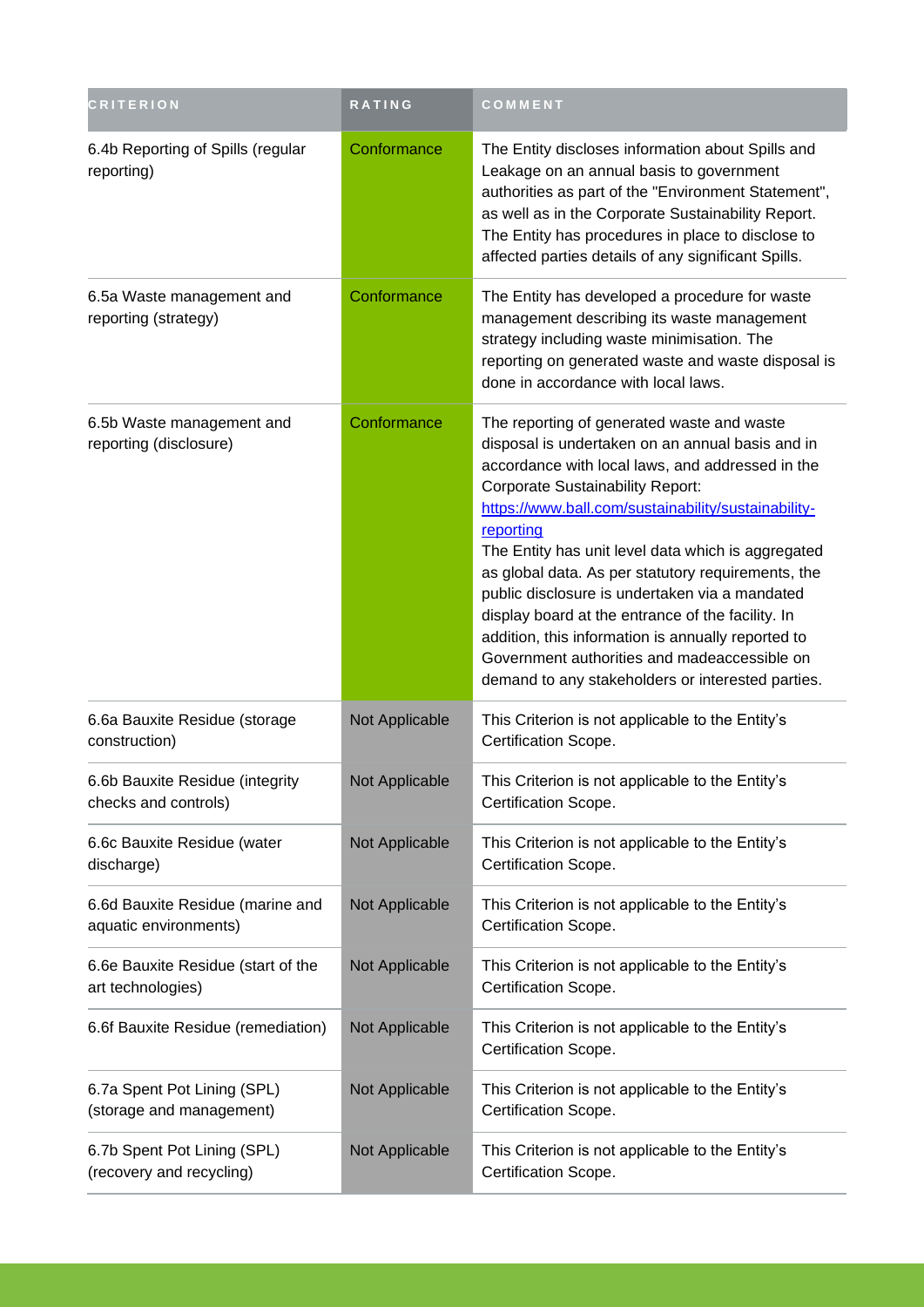| CRITERION | RATING | COMMENT |
| --- | --- | --- |
| 6.4b Reporting of Spills (regular reporting) | Conformance | The Entity discloses information about Spills and Leakage on an annual basis to government authorities as part of the "Environment Statement", as well as in the Corporate Sustainability Report. The Entity has procedures in place to disclose to affected parties details of any significant Spills. |
| 6.5a Waste management and reporting (strategy) | Conformance | The Entity has developed a procedure for waste management describing its waste management strategy including waste minimisation. The reporting on generated waste and waste disposal is done in accordance with local laws. |
| 6.5b Waste management and reporting (disclosure) | Conformance | The reporting of generated waste and waste disposal is undertaken on an annual basis and in accordance with local laws, and addressed in the Corporate Sustainability Report: [https://www.ball.com/sustainability/sustainability-reporting](https://www.ball.com/sustainability/sustainability-reporting) The Entity has unit level data which is aggregated as global data. As per statutory requirements, the public disclosure is undertaken via a mandated display board at the entrance of the facility. In addition, this information is annually reported to Government authorities and madeaccessible on demand to any stakeholders or interested parties. |
| 6.6a Bauxite Residue (storage construction) | Not Applicable | This Criterion is not applicable to the Entity's Certification Scope. |
| 6.6b Bauxite Residue (integrity checks and controls) | Not Applicable | This Criterion is not applicable to the Entity's Certification Scope. |
| 6.6c Bauxite Residue (water discharge) | Not Applicable | This Criterion is not applicable to the Entity's Certification Scope. |
| 6.6d Bauxite Residue (marine and aquatic environments) | Not Applicable | This Criterion is not applicable to the Entity's Certification Scope. |
| 6.6e Bauxite Residue (start of the art technologies) | Not Applicable | This Criterion is not applicable to the Entity's Certification Scope. |
| 6.6f Bauxite Residue (remediation) | Not Applicable | This Criterion is not applicable to the Entity's Certification Scope. |
| 6.7a Spent Pot Lining (SPL) (storage and management) | Not Applicable | This Criterion is not applicable to the Entity's Certification Scope. |
| 6.7b Spent Pot Lining (SPL) (recovery and recycling) | Not Applicable | This Criterion is not applicable to the Entity's Certification Scope. |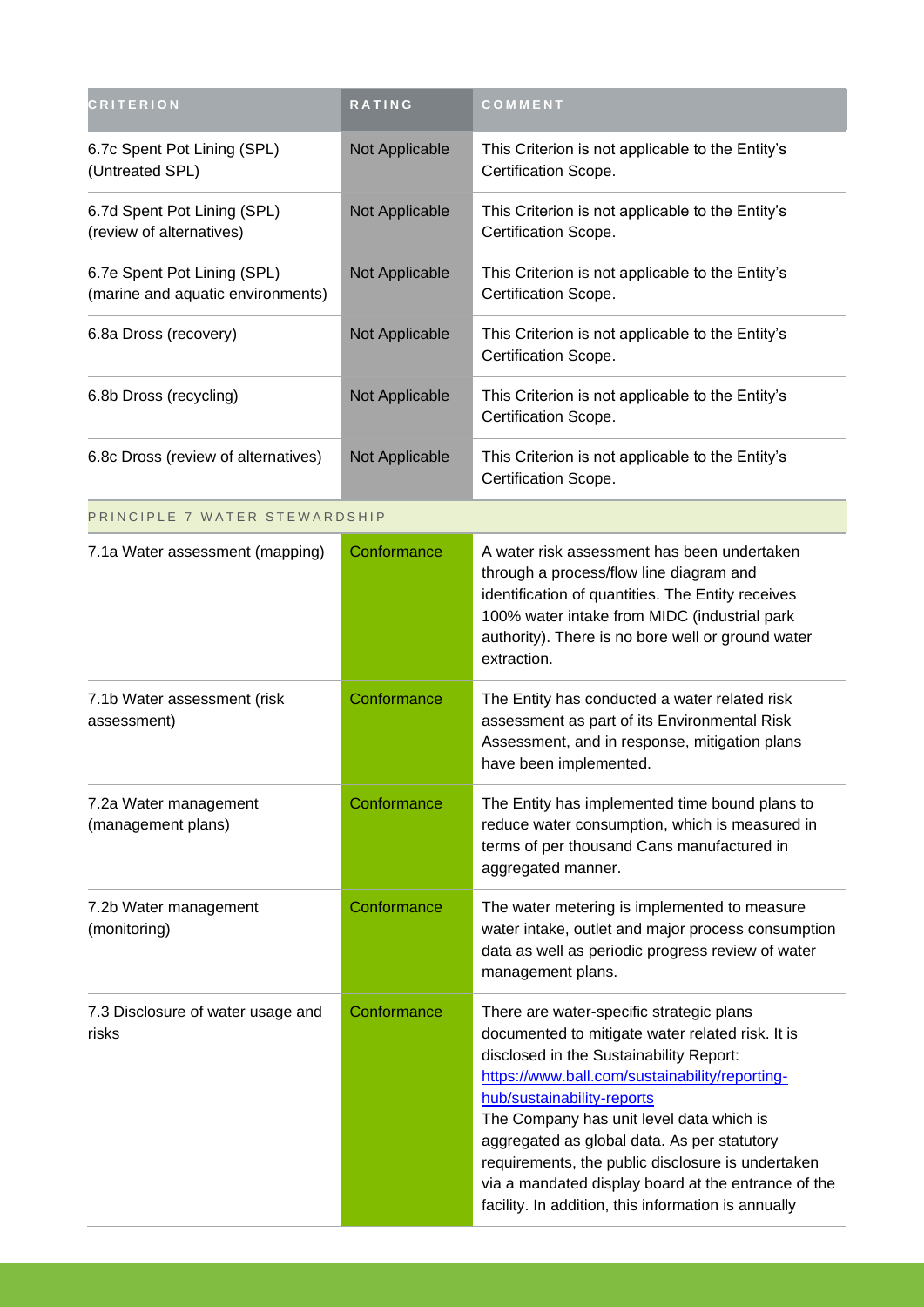| CRITERION | RATING | COMMENT |
| --- | --- | --- |
| 6.7c Spent Pot Lining (SPL) (Untreated SPL) | Not Applicable | This Criterion is not applicable to the Entity's Certification Scope. |
| 6.7d Spent Pot Lining (SPL) (review of alternatives) | Not Applicable | This Criterion is not applicable to the Entity's Certification Scope. |
| 6.7e Spent Pot Lining (SPL) (marine and aquatic environments) | Not Applicable | This Criterion is not applicable to the Entity's Certification Scope. |
| 6.8a Dross (recovery) | Not Applicable | This Criterion is not applicable to the Entity's Certification Scope. |
| 6.8b Dross (recycling) | Not Applicable | This Criterion is not applicable to the Entity's Certification Scope. |
| 6.8c Dross (review of alternatives) | Not Applicable | This Criterion is not applicable to the Entity's Certification Scope. |
| PRINCIPLE 7 WATER STEWARDSHIP | | |
| 7.1a Water assessment (mapping) | Conformance | A water risk assessment has been undertaken through a process/flow line diagram and identification of quantities. The Entity receives 100% water intake from MIDC (industrial park authority). There is no bore well or ground water extraction. |
| 7.1b Water assessment (risk assessment) | Conformance | The Entity has conducted a water related risk assessment as part of its Environmental Risk Assessment, and in response, mitigation plans have been implemented. |
| 7.2a Water management (management plans) | Conformance | The Entity has implemented time bound plans to reduce water consumption, which is measured in terms of per thousand Cans manufactured in aggregated manner. |
| 7.2b Water management (monitoring) | Conformance | The water metering is implemented to measure water intake, outlet and major process consumption data as well as periodic progress review of water management plans. |
| 7.3 Disclosure of water usage and risks | Conformance | There are water-specific strategic plans documented to mitigate water related risk. It is disclosed in the Sustainability Report: https://www.ball.com/sustainability/reporting-hub/sustainability-reports The Company has unit level data which is aggregated as global data. As per statutory requirements, the public disclosure is undertaken via a mandated display board at the entrance of the facility. In addition, this information is annually |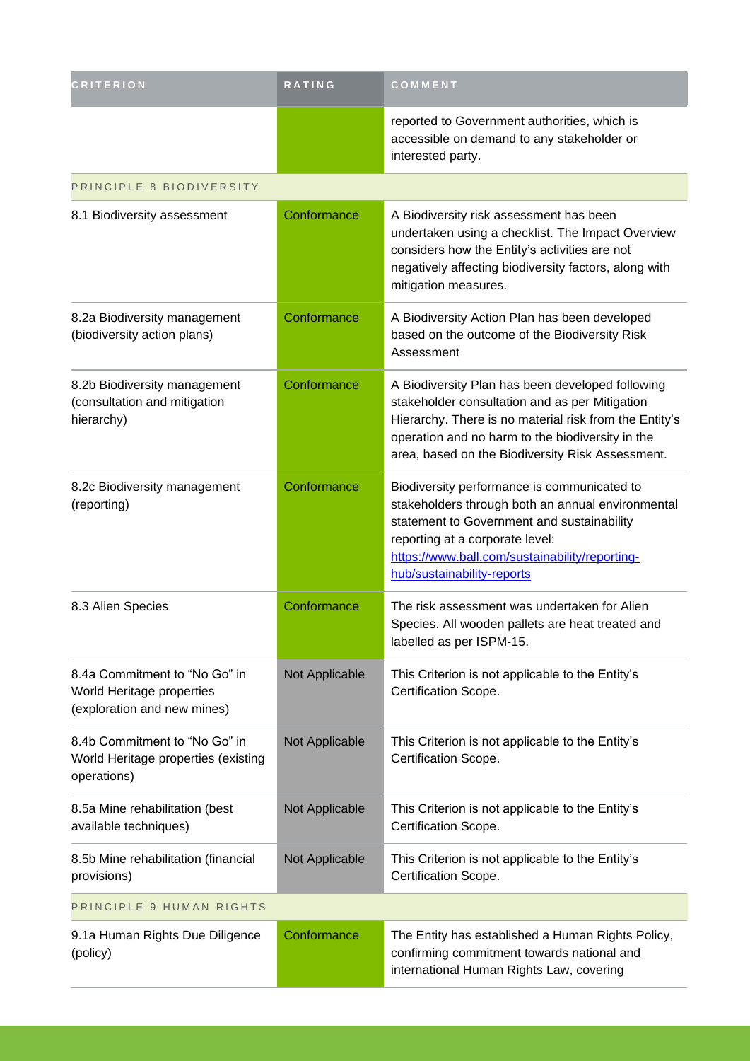| CRITERION | RATING | COMMENT |
|---|---|---|
| | | reported to Government authorities, which is accessible on demand to any stakeholder or interested party. |
| PRINCIPLE 8 BIODIVERSITY | | |
| 8.1 Biodiversity assessment | Conformance | A Biodiversity risk assessment has been undertaken using a checklist. The Impact Overview considers how the Entity's activities are not negatively affecting biodiversity factors, along with mitigation measures. |
| 8.2a Biodiversity management (biodiversity action plans) | Conformance | A Biodiversity Action Plan has been developed based on the outcome of the Biodiversity Risk Assessment |
| 8.2b Biodiversity management (consultation and mitigation hierarchy) | Conformance | A Biodiversity Plan has been developed following stakeholder consultation and as per Mitigation Hierarchy. There is no material risk from the Entity's operation and no harm to the biodiversity in the area, based on the Biodiversity Risk Assessment. |
| 8.2c Biodiversity management (reporting) | Conformance | Biodiversity performance is communicated to stakeholders through both an annual environmental statement to Government and sustainability reporting at a corporate level: https://www.ball.com/sustainability/reporting-hub/sustainability-reports |
| 8.3 Alien Species | Conformance | The risk assessment was undertaken for Alien Species. All wooden pallets are heat treated and labelled as per ISPM-15. |
| 8.4a Commitment to "No Go" in World Heritage properties (exploration and new mines) | Not Applicable | This Criterion is not applicable to the Entity's Certification Scope. |
| 8.4b Commitment to "No Go" in World Heritage properties (existing operations) | Not Applicable | This Criterion is not applicable to the Entity's Certification Scope. |
| 8.5a Mine rehabilitation (best available techniques) | Not Applicable | This Criterion is not applicable to the Entity's Certification Scope. |
| 8.5b Mine rehabilitation (financial provisions) | Not Applicable | This Criterion is not applicable to the Entity's Certification Scope. |
| PRINCIPLE 9 HUMAN RIGHTS | | |
| 9.1a Human Rights Due Diligence (policy) | Conformance | The Entity has established a Human Rights Policy, confirming commitment towards national and international Human Rights Law, covering |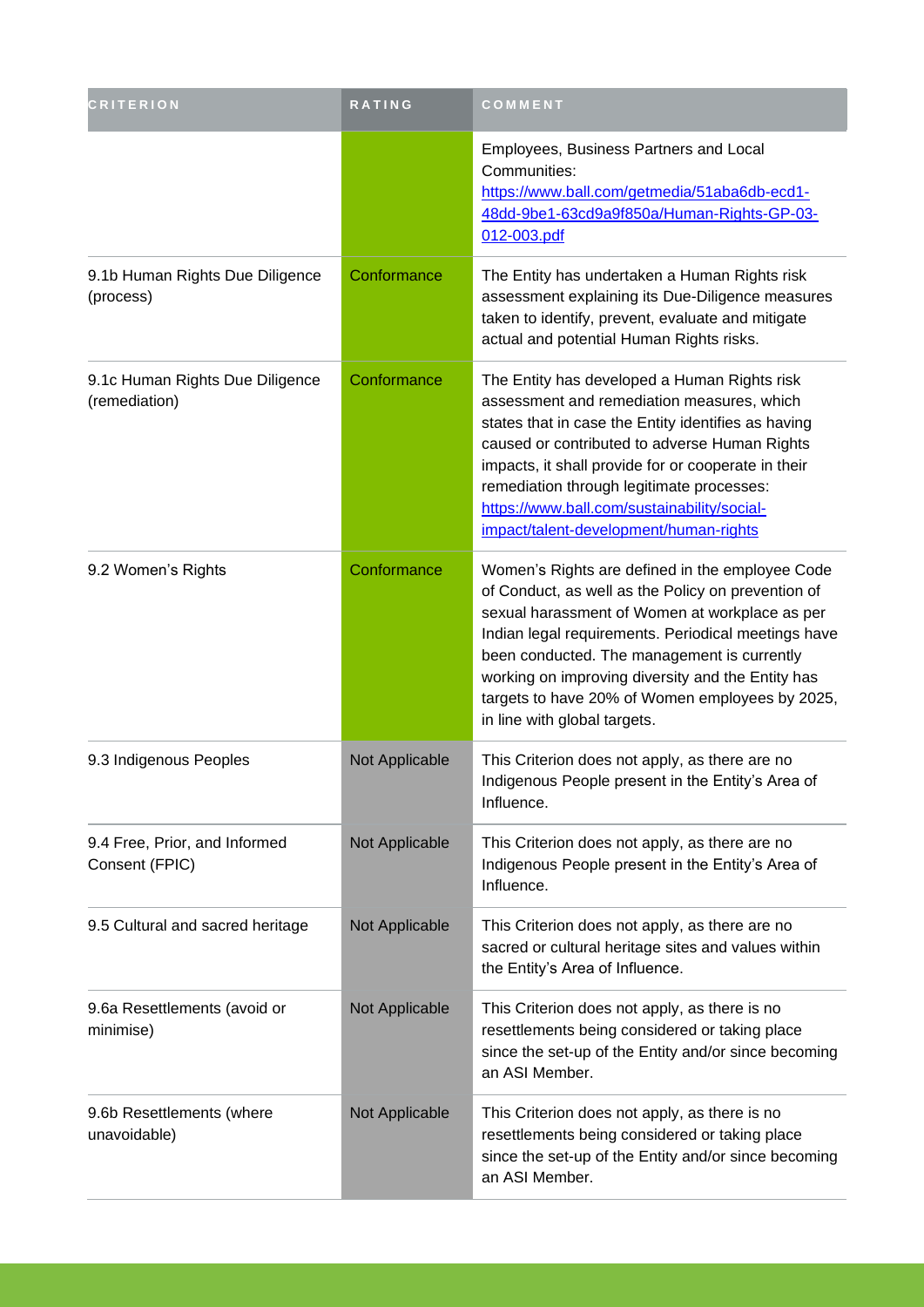| CRITERION | RATING | COMMENT |
| --- | --- | --- |
| | | Employees, Business Partners and Local Communities: https://www.ball.com/getmedia/51aba6db-ecd1-48dd-9be1-63cd9a9f850a/Human-Rights-GP-03-012-003.pdf |
| 9.1b Human Rights Due Diligence (process) | Conformance | The Entity has undertaken a Human Rights risk assessment explaining its Due-Diligence measures taken to identify, prevent, evaluate and mitigate actual and potential Human Rights risks. |
| 9.1c Human Rights Due Diligence (remediation) | Conformance | The Entity has developed a Human Rights risk assessment and remediation measures, which states that in case the Entity identifies as having caused or contributed to adverse Human Rights impacts, it shall provide for or cooperate in their remediation through legitimate processes: https://www.ball.com/sustainability/social-impact/talent-development/human-rights |
| 9.2 Women's Rights | Conformance | Women's Rights are defined in the employee Code of Conduct, as well as the Policy on prevention of sexual harassment of Women at workplace as per Indian legal requirements. Periodical meetings have been conducted. The management is currently working on improving diversity and the Entity has targets to have 20% of Women employees by 2025, in line with global targets. |
| 9.3 Indigenous Peoples | Not Applicable | This Criterion does not apply, as there are no Indigenous People present in the Entity's Area of Influence. |
| 9.4 Free, Prior, and Informed Consent (FPIC) | Not Applicable | This Criterion does not apply, as there are no Indigenous People present in the Entity's Area of Influence. |
| 9.5 Cultural and sacred heritage | Not Applicable | This Criterion does not apply, as there are no sacred or cultural heritage sites and values within the Entity's Area of Influence. |
| 9.6a Resettlements (avoid or minimise) | Not Applicable | This Criterion does not apply, as there is no resettlements being considered or taking place since the set-up of the Entity and/or since becoming an ASI Member. |
| 9.6b Resettlements (where unavoidable) | Not Applicable | This Criterion does not apply, as there is no resettlements being considered or taking place since the set-up of the Entity and/or since becoming an ASI Member. |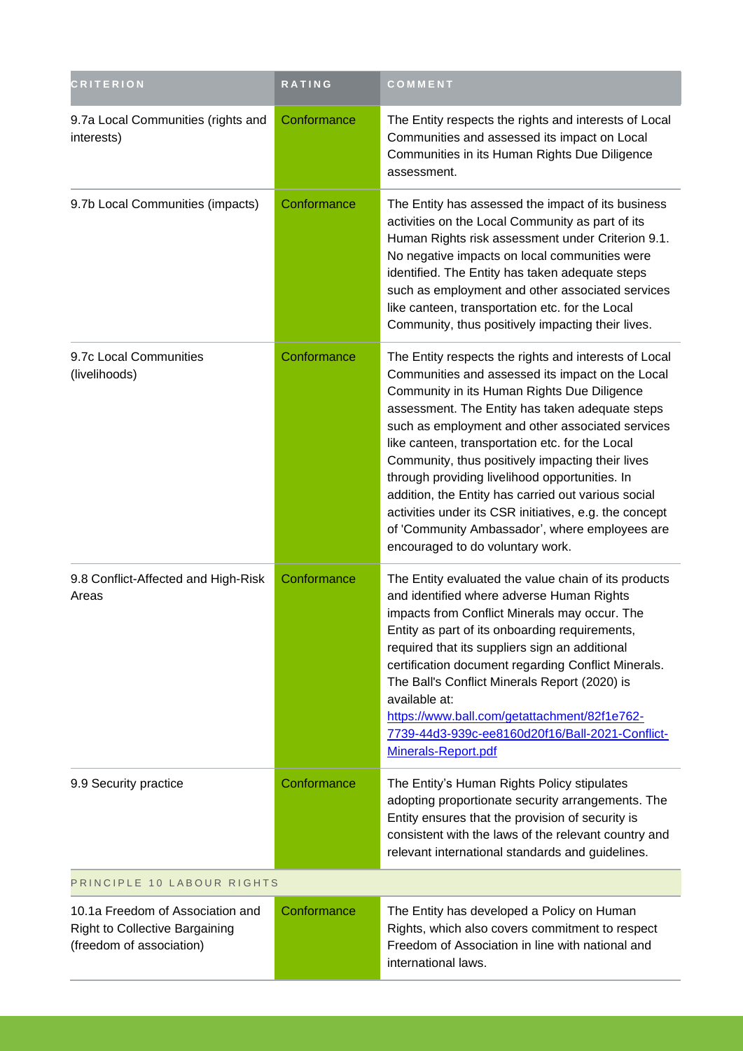| CRITERION | RATING | COMMENT |
| --- | --- | --- |
| 9.7a Local Communities (rights and interests) | Conformance | The Entity respects the rights and interests of Local Communities and assessed its impact on Local Communities in its Human Rights Due Diligence assessment. |
| 9.7b Local Communities (impacts) | Conformance | The Entity has assessed the impact of its business activities on the Local Community as part of its Human Rights risk assessment under Criterion 9.1. No negative impacts on local communities were identified. The Entity has taken adequate steps such as employment and other associated services like canteen, transportation etc. for the Local Community, thus positively impacting their lives. |
| 9.7c Local Communities (livelihoods) | Conformance | The Entity respects the rights and interests of Local Communities and assessed its impact on the Local Community in its Human Rights Due Diligence assessment. The Entity has taken adequate steps such as employment and other associated services like canteen, transportation etc. for the Local Community, thus positively impacting their lives through providing livelihood opportunities. In addition, the Entity has carried out various social activities under its CSR initiatives, e.g. the concept of 'Community Ambassador', where employees are encouraged to do voluntary work. |
| 9.8 Conflict-Affected and High-Risk Areas | Conformance | The Entity evaluated the value chain of its products and identified where adverse Human Rights impacts from Conflict Minerals may occur. The Entity as part of its onboarding requirements, required that its suppliers sign an additional certification document regarding Conflict Minerals. The Ball's Conflict Minerals Report (2020) is available at: [https://www.ball.com/getattachment/82f1e762-7739-44d3-939c-ee8160d20f16/Ball-2021-Conflict-Minerals-Report.pdf](https://www.ball.com/getattachment/82f1e762-7739-44d3-939c-ee8160d20f16/Ball-2021-Conflict-Minerals-Report.pdf) |
| 9.9 Security practice | Conformance | The Entity's Human Rights Policy stipulates adopting proportionate security arrangements. The Entity ensures that the provision of security is consistent with the laws of the relevant country and relevant international standards and guidelines. |
| PRINCIPLE 10 LABOUR RIGHTS | | |
| 10.1a Freedom of Association and Right to Collective Bargaining (freedom of association) | Conformance | The Entity has developed a Policy on Human Rights, which also covers commitment to respect Freedom of Association in line with national and international laws. |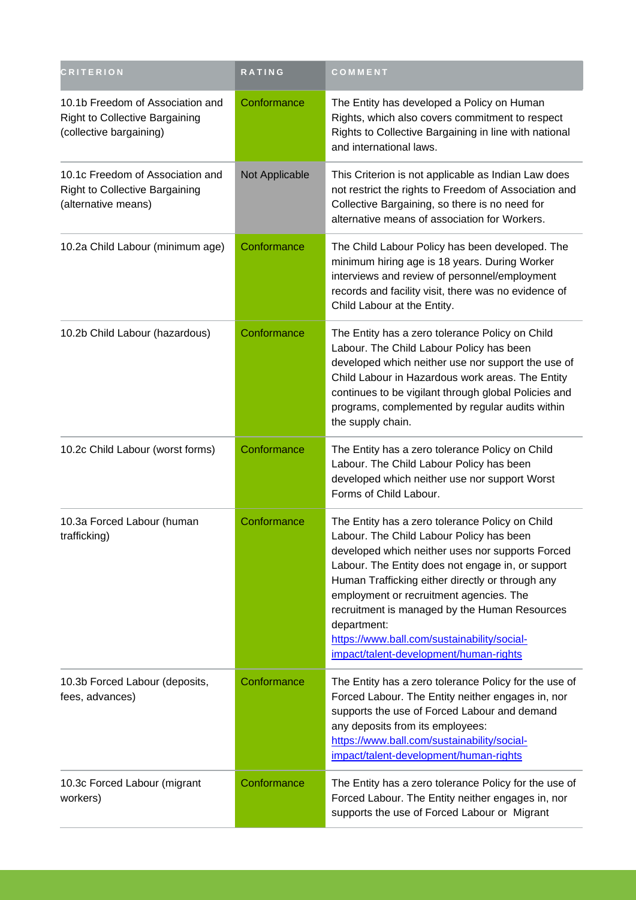| CRITERION | RATING | COMMENT |
| --- | --- | --- |
| 10.1b Freedom of Association and Right to Collective Bargaining (collective bargaining) | Conformance | The Entity has developed a Policy on Human Rights, which also covers commitment to respect Rights to Collective Bargaining in line with national and international laws. |
| 10.1c Freedom of Association and Right to Collective Bargaining (alternative means) | Not Applicable | This Criterion is not applicable as Indian Law does not restrict the rights to Freedom of Association and Collective Bargaining, so there is no need for alternative means of association for Workers. |
| 10.2a Child Labour (minimum age) | Conformance | The Child Labour Policy has been developed. The minimum hiring age is 18 years. During Worker interviews and review of personnel/employment records and facility visit, there was no evidence of Child Labour at the Entity. |
| 10.2b Child Labour (hazardous) | Conformance | The Entity has a zero tolerance Policy on Child Labour. The Child Labour Policy has been developed which neither use nor support the use of Child Labour in Hazardous work areas. The Entity continues to be vigilant through global Policies and programs, complemented by regular audits within the supply chain. |
| 10.2c Child Labour (worst forms) | Conformance | The Entity has a zero tolerance Policy on Child Labour. The Child Labour Policy has been developed which neither use nor support Worst Forms of Child Labour. |
| 10.3a Forced Labour (human trafficking) | Conformance | The Entity has a zero tolerance Policy on Child Labour. The Child Labour Policy has been developed which neither uses nor supports Forced Labour. The Entity does not engage in, or support Human Trafficking either directly or through any employment or recruitment agencies. The recruitment is managed by the Human Resources department: https://www.ball.com/sustainability/social-impact/talent-development/human-rights |
| 10.3b Forced Labour (deposits, fees, advances) | Conformance | The Entity has a zero tolerance Policy for the use of Forced Labour. The Entity neither engages in, nor supports the use of Forced Labour and demand any deposits from its employees: https://www.ball.com/sustainability/social-impact/talent-development/human-rights |
| 10.3c Forced Labour (migrant workers) | Conformance | The Entity has a zero tolerance Policy for the use of Forced Labour. The Entity neither engages in, nor supports the use of Forced Labour or Migrant |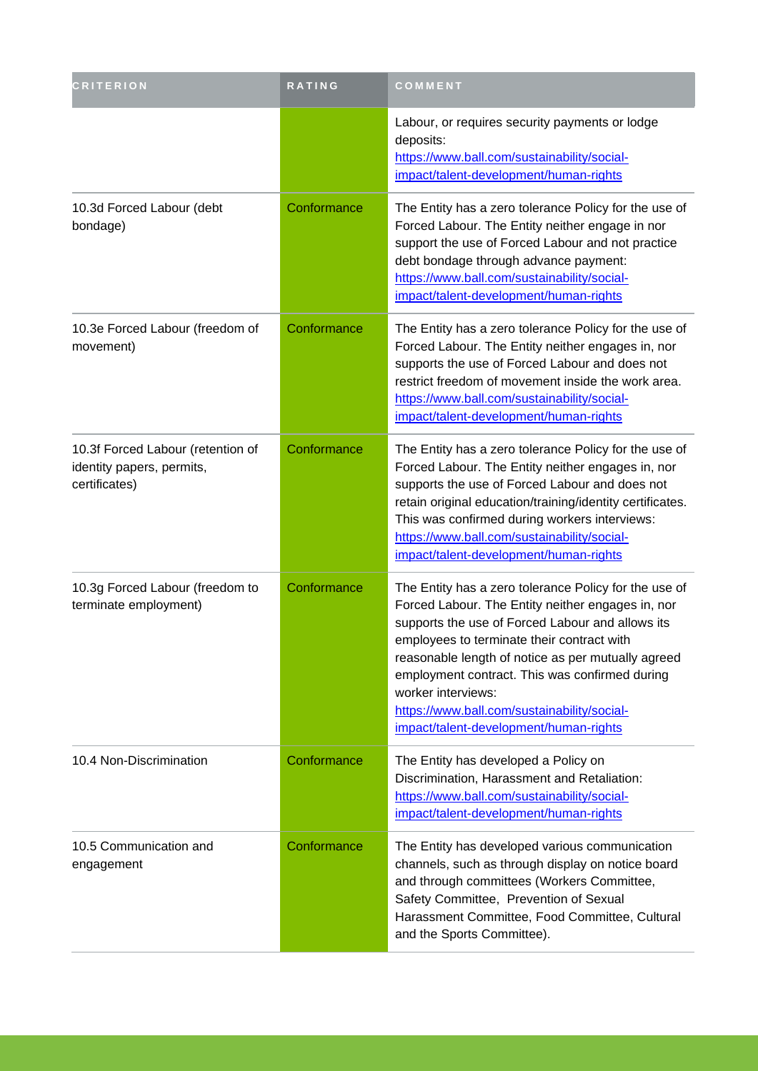| CRITERION | RATING | COMMENT |
| --- | --- | --- |
| | | Labour, or requires security payments or lodge deposits: https://www.ball.com/sustainability/social-impact/talent-development/human-rights |
| 10.3d Forced Labour (debt bondage) | Conformance | The Entity has a zero tolerance Policy for the use of Forced Labour. The Entity neither engage in nor support the use of Forced Labour and not practice debt bondage through advance payment: https://www.ball.com/sustainability/social-impact/talent-development/human-rights |
| 10.3e Forced Labour (freedom of movement) | Conformance | The Entity has a zero tolerance Policy for the use of Forced Labour. The Entity neither engages in, nor supports the use of Forced Labour and does not restrict freedom of movement inside the work area. https://www.ball.com/sustainability/social-impact/talent-development/human-rights |
| 10.3f Forced Labour (retention of identity papers, permits, certificates) | Conformance | The Entity has a zero tolerance Policy for the use of Forced Labour. The Entity neither engages in, nor supports the use of Forced Labour and does not retain original education/training/identity certificates. This was confirmed during workers interviews: https://www.ball.com/sustainability/social-impact/talent-development/human-rights |
| 10.3g Forced Labour (freedom to terminate employment) | Conformance | The Entity has a zero tolerance Policy for the use of Forced Labour. The Entity neither engages in, nor supports the use of Forced Labour and allows its employees to terminate their contract with reasonable length of notice as per mutually agreed employment contract. This was confirmed during worker interviews: https://www.ball.com/sustainability/social-impact/talent-development/human-rights |
| 10.4 Non-Discrimination | Conformance | The Entity has developed a Policy on Discrimination, Harassment and Retaliation: https://www.ball.com/sustainability/social-impact/talent-development/human-rights |
| 10.5 Communication and engagement | Conformance | The Entity has developed various communication channels, such as through display on notice board and through committees (Workers Committee, Safety Committee, Prevention of Sexual Harassment Committee, Food Committee, Cultural and the Sports Committee). |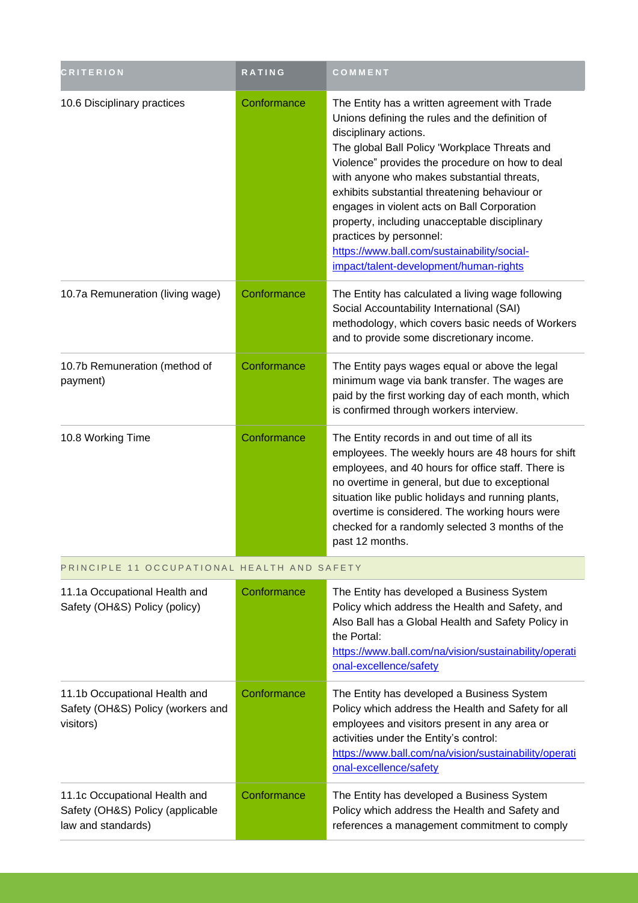| CRITERION | RATING | COMMENT |
| --- | --- | --- |
| 10.6 Disciplinary practices | Conformance | The Entity has a written agreement with Trade Unions defining the rules and the definition of disciplinary actions.<br>The global Ball Policy 'Workplace Threats and Violence" provides the procedure on how to deal with anyone who makes substantial threats, exhibits substantial threatening behaviour or engages in violent acts on Ball Corporation property, including unacceptable disciplinary practices by personnel:<br>https://www.ball.com/sustainability/social-impact/talent-development/human-rights |
| 10.7a Remuneration (living wage) | Conformance | The Entity has calculated a living wage following Social Accountability International (SAI) methodology, which covers basic needs of Workers and to provide some discretionary income. |
| 10.7b Remuneration (method of payment) | Conformance | The Entity pays wages equal or above the legal minimum wage via bank transfer. The wages are paid by the first working day of each month, which is confirmed through workers interview. |
| 10.8 Working Time | Conformance | The Entity records in and out time of all its employees. The weekly hours are 48 hours for shift employees, and 40 hours for office staff. There is no overtime in general, but due to exceptional situation like public holidays and running plants, overtime is considered. The working hours were checked for a randomly selected 3 months of the past 12 months. |
| PRINCIPLE 11 OCCUPATIONAL HEALTH AND SAFETY | | |
| 11.1a Occupational Health and Safety (OH&S) Policy (policy) | Conformance | The Entity has developed a Business System Policy which address the Health and Safety, and Also Ball has a Global Health and Safety Policy in the Portal:<br>https://www.ball.com/na/vision/sustainability/operational-excellence/safety |
| 11.1b Occupational Health and Safety (OH&S) Policy (workers and visitors) | Conformance | The Entity has developed a Business System Policy which address the Health and Safety for all employees and visitors present in any area or activities under the Entity's control:<br>https://www.ball.com/na/vision/sustainability/operational-excellence/safety |
| 11.1c Occupational Health and Safety (OH&S) Policy (applicable law and standards) | Conformance | The Entity has developed a Business System Policy which address the Health and Safety and references a management commitment to comply |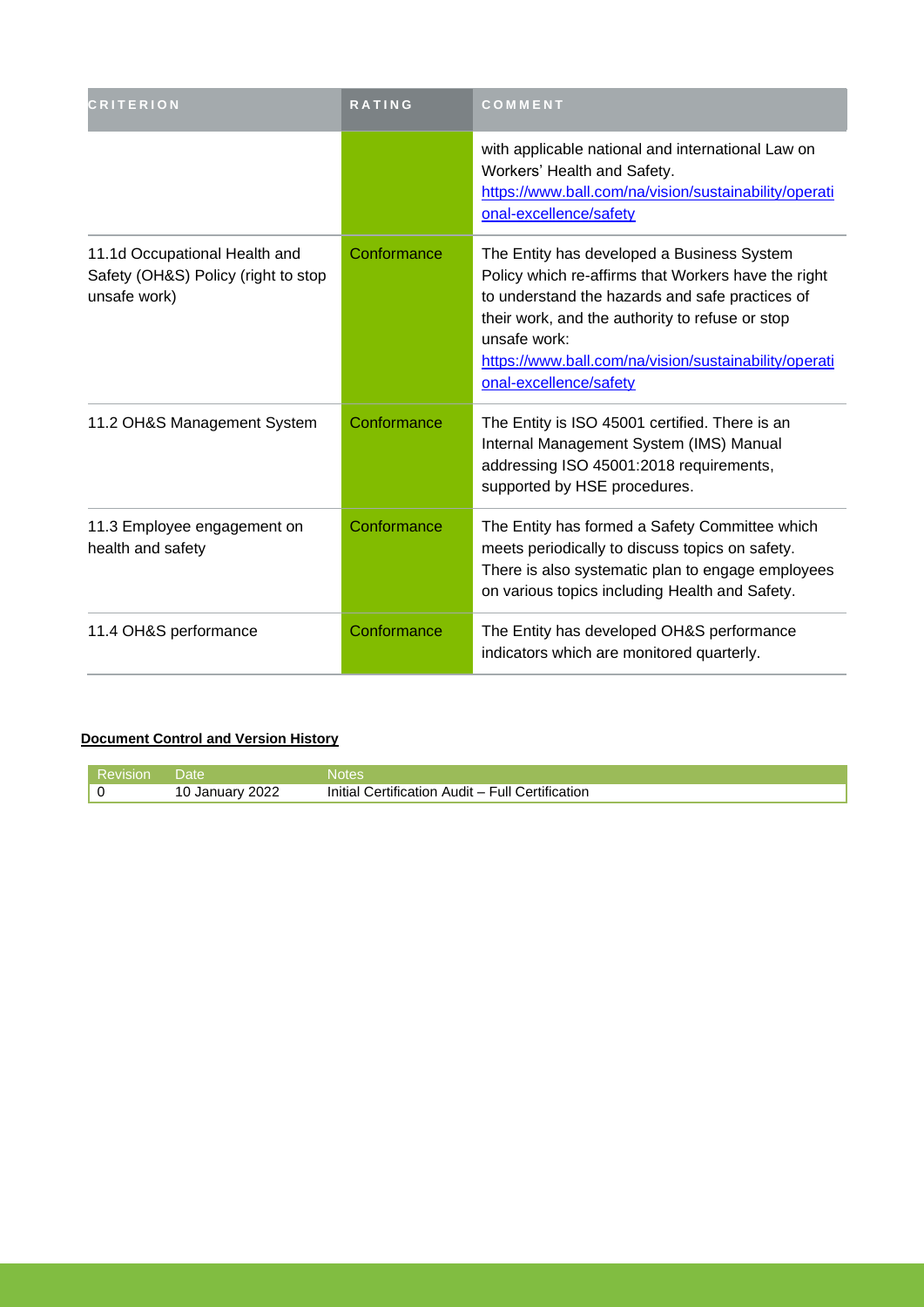| CRITERION | RATING | COMMENT |
| --- | --- | --- |
| | | with applicable national and international Law on Workers' Health and Safety. https://www.ball.com/na/vision/sustainability/operational-excellence/safety |
| 11.1d Occupational Health and Safety (OH&S) Policy (right to stop unsafe work) | Conformance | The Entity has developed a Business System Policy which re-affirms that Workers have the right to understand the hazards and safe practices of their work, and the authority to refuse or stop unsafe work: https://www.ball.com/na/vision/sustainability/operational-excellence/safety |
| 11.2 OH&S Management System | Conformance | The Entity is ISO 45001 certified. There is an Internal Management System (IMS) Manual addressing ISO 45001:2018 requirements, supported by HSE procedures. |
| 11.3 Employee engagement on health and safety | Conformance | The Entity has formed a Safety Committee which meets periodically to discuss topics on safety. There is also systematic plan to engage employees on various topics including Health and Safety. |
| 11.4 OH&S performance | Conformance | The Entity has developed OH&S performance indicators which are monitored quarterly. |

**Document Control and Version History**

| Revision | Date | Notes |
| --- | --- | --- |
| 0 | 10 January 2022 | Initial Certification Audit – Full Certification |